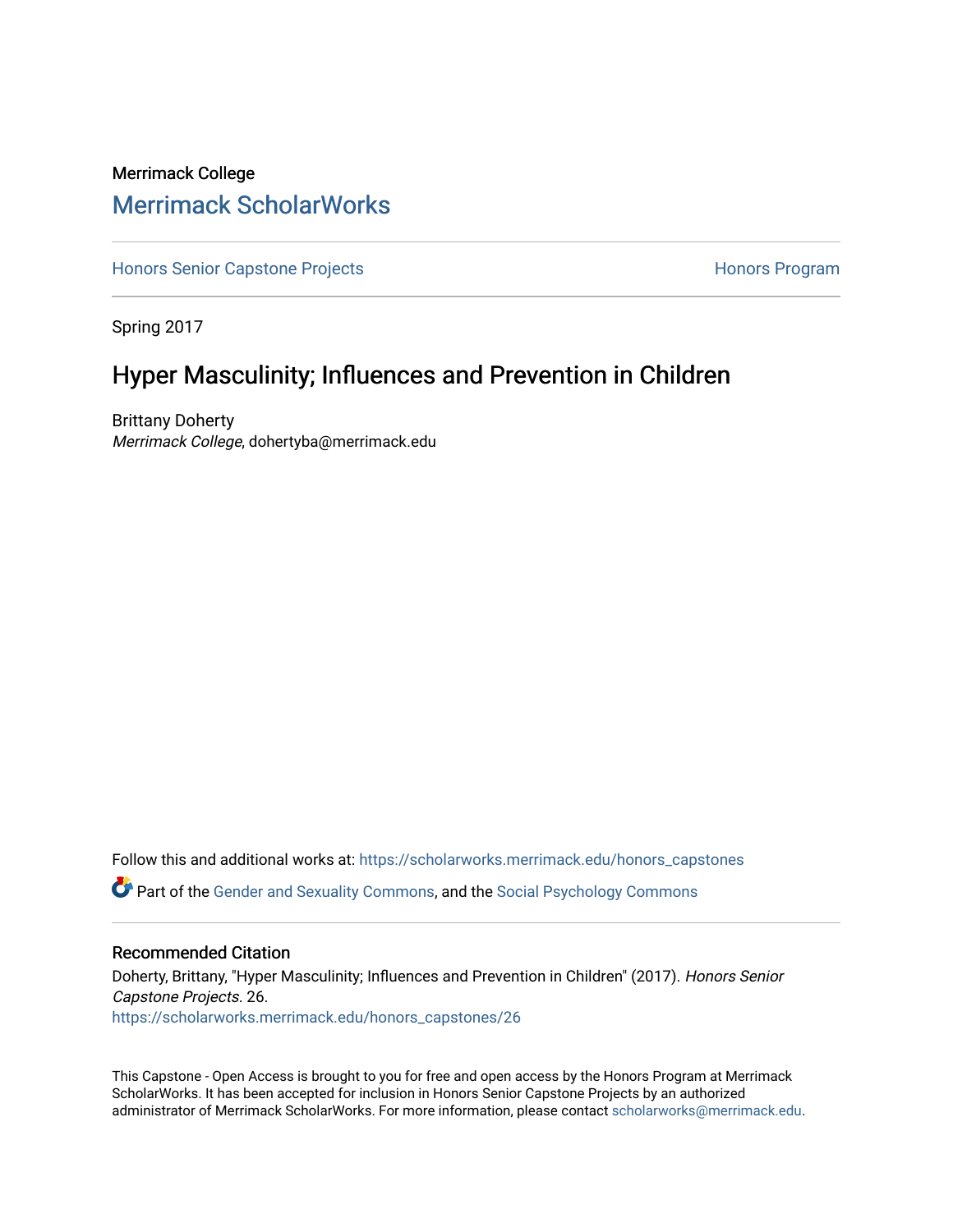Merrimack College

## Merrimack ScholarWorks

Honors Senior Capstone Projects | Honors Program

Spring 2017

# Hyper Masculinity; Influences and Prevention in Children

Brittany Doherty
*Merrimack College*, dohertyba@merrimack.edu

Follow this and additional works at: https://scholarworks.merrimack.edu/honors_capstones

Part of the Gender and Sexuality Commons, and the Social Psychology Commons

### Recommended Citation

Doherty, Brittany, "Hyper Masculinity; Influences and Prevention in Children" (2017). *Honors Senior Capstone Projects*. 26.
https://scholarworks.merrimack.edu/honors_capstones/26

This Capstone - Open Access is brought to you for free and open access by the Honors Program at Merrimack ScholarWorks. It has been accepted for inclusion in Honors Senior Capstone Projects by an authorized administrator of Merrimack ScholarWorks. For more information, please contact scholarworks@merrimack.edu.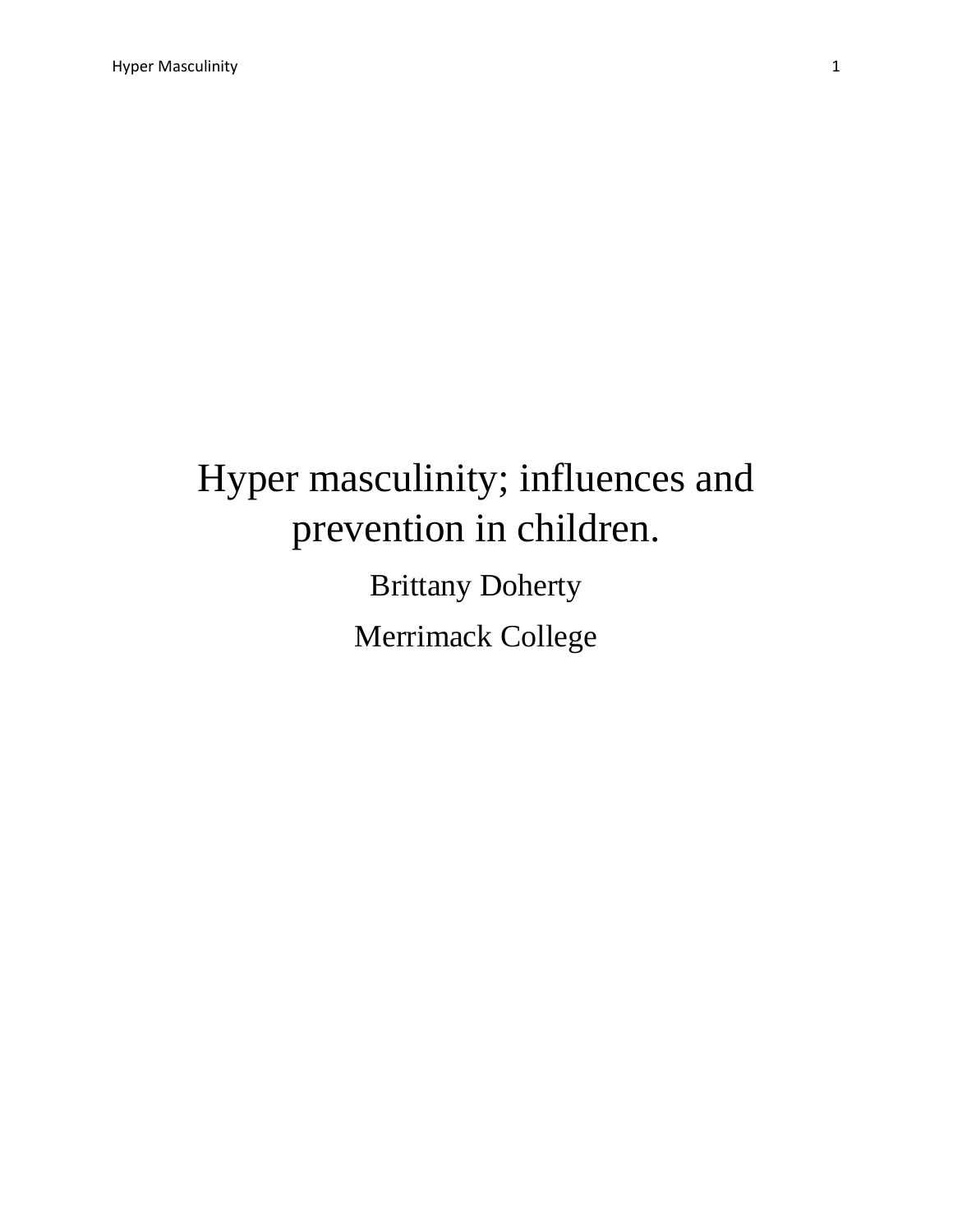# Hyper masculinity; influences and prevention in children.

Brittany Doherty

Merrimack College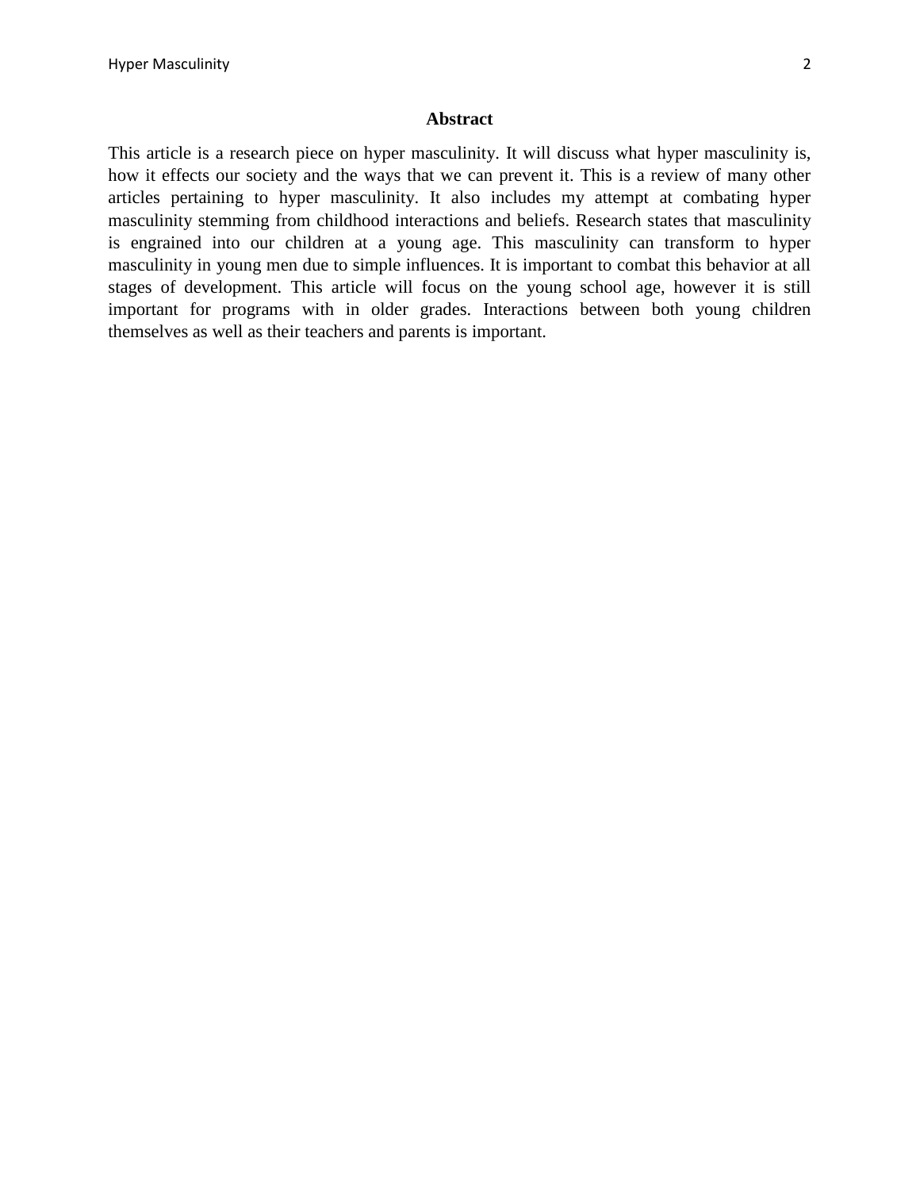## Abstract

This article is a research piece on hyper masculinity. It will discuss what hyper masculinity is, how it effects our society and the ways that we can prevent it. This is a review of many other articles pertaining to hyper masculinity. It also includes my attempt at combating hyper masculinity stemming from childhood interactions and beliefs. Research states that masculinity is engrained into our children at a young age. This masculinity can transform to hyper masculinity in young men due to simple influences. It is important to combat this behavior at all stages of development. This article will focus on the young school age, however it is still important for programs with in older grades. Interactions between both young children themselves as well as their teachers and parents is important.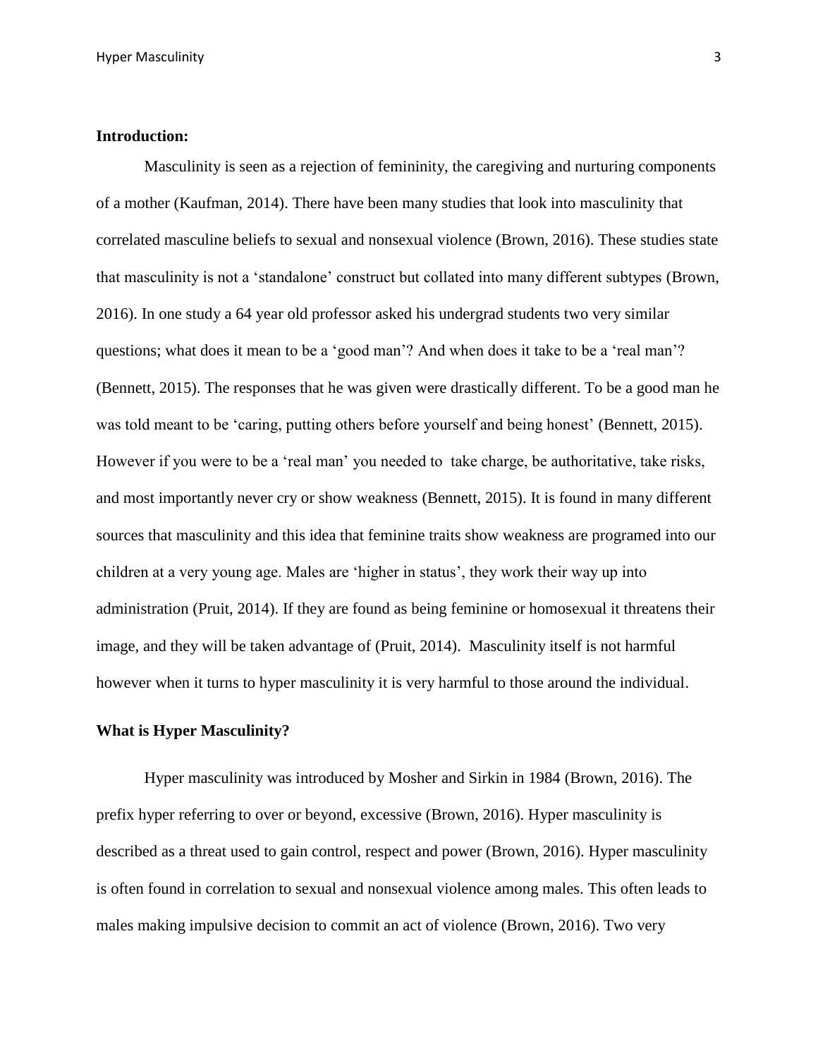**Introduction:**

Masculinity is seen as a rejection of femininity, the caregiving and nurturing components of a mother (Kaufman, 2014). There have been many studies that look into masculinity that correlated masculine beliefs to sexual and nonsexual violence (Brown, 2016). These studies state that masculinity is not a 'standalone' construct but collated into many different subtypes (Brown, 2016). In one study a 64 year old professor asked his undergrad students two very similar questions; what does it mean to be a 'good man'? And when does it take to be a 'real man'? (Bennett, 2015). The responses that he was given were drastically different. To be a good man he was told meant to be 'caring, putting others before yourself and being honest' (Bennett, 2015). However if you were to be a 'real man' you needed to take charge, be authoritative, take risks, and most importantly never cry or show weakness (Bennett, 2015). It is found in many different sources that masculinity and this idea that feminine traits show weakness are programed into our children at a very young age. Males are 'higher in status', they work their way up into administration (Pruit, 2014). If they are found as being feminine or homosexual it threatens their image, and they will be taken advantage of (Pruit, 2014). Masculinity itself is not harmful however when it turns to hyper masculinity it is very harmful to those around the individual.

**What is Hyper Masculinity?**

Hyper masculinity was introduced by Mosher and Sirkin in 1984 (Brown, 2016). The prefix hyper referring to over or beyond, excessive (Brown, 2016). Hyper masculinity is described as a threat used to gain control, respect and power (Brown, 2016). Hyper masculinity is often found in correlation to sexual and nonsexual violence among males. This often leads to males making impulsive decision to commit an act of violence (Brown, 2016). Two very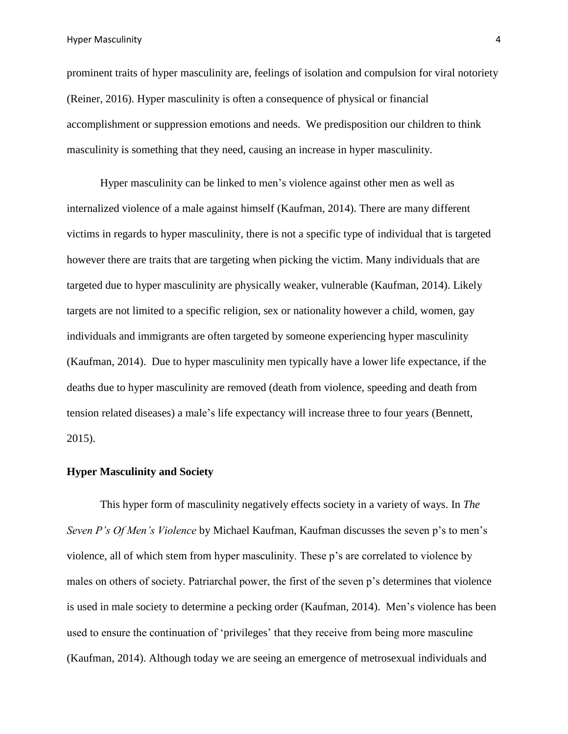prominent traits of hyper masculinity are, feelings of isolation and compulsion for viral notoriety (Reiner, 2016). Hyper masculinity is often a consequence of physical or financial accomplishment or suppression emotions and needs. We predisposition our children to think masculinity is something that they need, causing an increase in hyper masculinity.

Hyper masculinity can be linked to men's violence against other men as well as internalized violence of a male against himself (Kaufman, 2014). There are many different victims in regards to hyper masculinity, there is not a specific type of individual that is targeted however there are traits that are targeting when picking the victim. Many individuals that are targeted due to hyper masculinity are physically weaker, vulnerable (Kaufman, 2014). Likely targets are not limited to a specific religion, sex or nationality however a child, women, gay individuals and immigrants are often targeted by someone experiencing hyper masculinity (Kaufman, 2014). Due to hyper masculinity men typically have a lower life expectance, if the deaths due to hyper masculinity are removed (death from violence, speeding and death from tension related diseases) a male's life expectancy will increase three to four years (Bennett, 2015).

**Hyper Masculinity and Society**

This hyper form of masculinity negatively effects society in a variety of ways. In *The Seven P's Of Men's Violence* by Michael Kaufman, Kaufman discusses the seven p's to men's violence, all of which stem from hyper masculinity. These p's are correlated to violence by males on others of society. Patriarchal power, the first of the seven p's determines that violence is used in male society to determine a pecking order (Kaufman, 2014). Men's violence has been used to ensure the continuation of 'privileges' that they receive from being more masculine (Kaufman, 2014). Although today we are seeing an emergence of metrosexual individuals and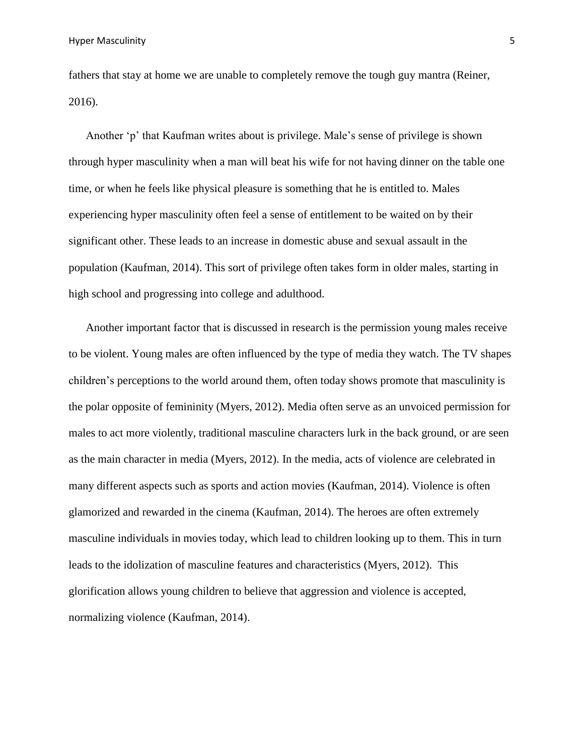fathers that stay at home we are unable to completely remove the tough guy mantra (Reiner, 2016).

Another ‘p’ that Kaufman writes about is privilege. Male’s sense of privilege is shown through hyper masculinity when a man will beat his wife for not having dinner on the table one time, or when he feels like physical pleasure is something that he is entitled to. Males experiencing hyper masculinity often feel a sense of entitlement to be waited on by their significant other. These leads to an increase in domestic abuse and sexual assault in the population (Kaufman, 2014). This sort of privilege often takes form in older males, starting in high school and progressing into college and adulthood.

Another important factor that is discussed in research is the permission young males receive to be violent. Young males are often influenced by the type of media they watch. The TV shapes children’s perceptions to the world around them, often today shows promote that masculinity is the polar opposite of femininity (Myers, 2012). Media often serve as an unvoiced permission for males to act more violently, traditional masculine characters lurk in the back ground, or are seen as the main character in media (Myers, 2012). In the media, acts of violence are celebrated in many different aspects such as sports and action movies (Kaufman, 2014). Violence is often glamorized and rewarded in the cinema (Kaufman, 2014). The heroes are often extremely masculine individuals in movies today, which lead to children looking up to them. This in turn leads to the idolization of masculine features and characteristics (Myers, 2012). This glorification allows young children to believe that aggression and violence is accepted, normalizing violence (Kaufman, 2014).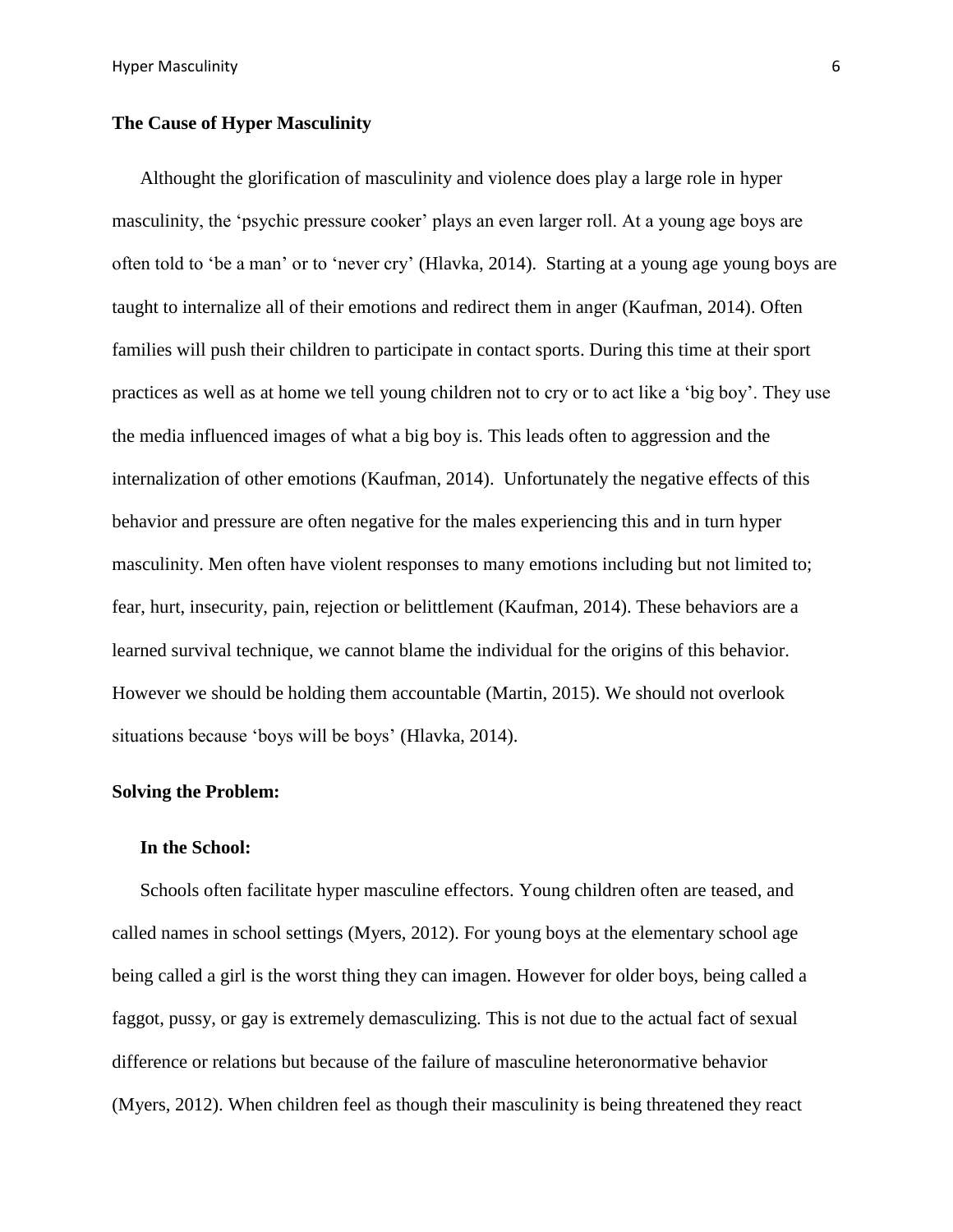**The Cause of Hyper Masculinity**

Althought the glorification of masculinity and violence does play a large role in hyper masculinity, the 'psychic pressure cooker' plays an even larger roll. At a young age boys are often told to 'be a man' or to 'never cry' (Hlavka, 2014). Starting at a young age young boys are taught to internalize all of their emotions and redirect them in anger (Kaufman, 2014). Often families will push their children to participate in contact sports. During this time at their sport practices as well as at home we tell young children not to cry or to act like a 'big boy'. They use the media influenced images of what a big boy is. This leads often to aggression and the internalization of other emotions (Kaufman, 2014). Unfortunately the negative effects of this behavior and pressure are often negative for the males experiencing this and in turn hyper masculinity. Men often have violent responses to many emotions including but not limited to; fear, hurt, insecurity, pain, rejection or belittlement (Kaufman, 2014). These behaviors are a learned survival technique, we cannot blame the individual for the origins of this behavior. However we should be holding them accountable (Martin, 2015). We should not overlook situations because 'boys will be boys' (Hlavka, 2014).

**Solving the Problem:**

**In the School:**

Schools often facilitate hyper masculine effectors. Young children often are teased, and called names in school settings (Myers, 2012). For young boys at the elementary school age being called a girl is the worst thing they can imagen. However for older boys, being called a faggot, pussy, or gay is extremely demasculizing. This is not due to the actual fact of sexual difference or relations but because of the failure of masculine heteronormative behavior (Myers, 2012). When children feel as though their masculinity is being threatened they react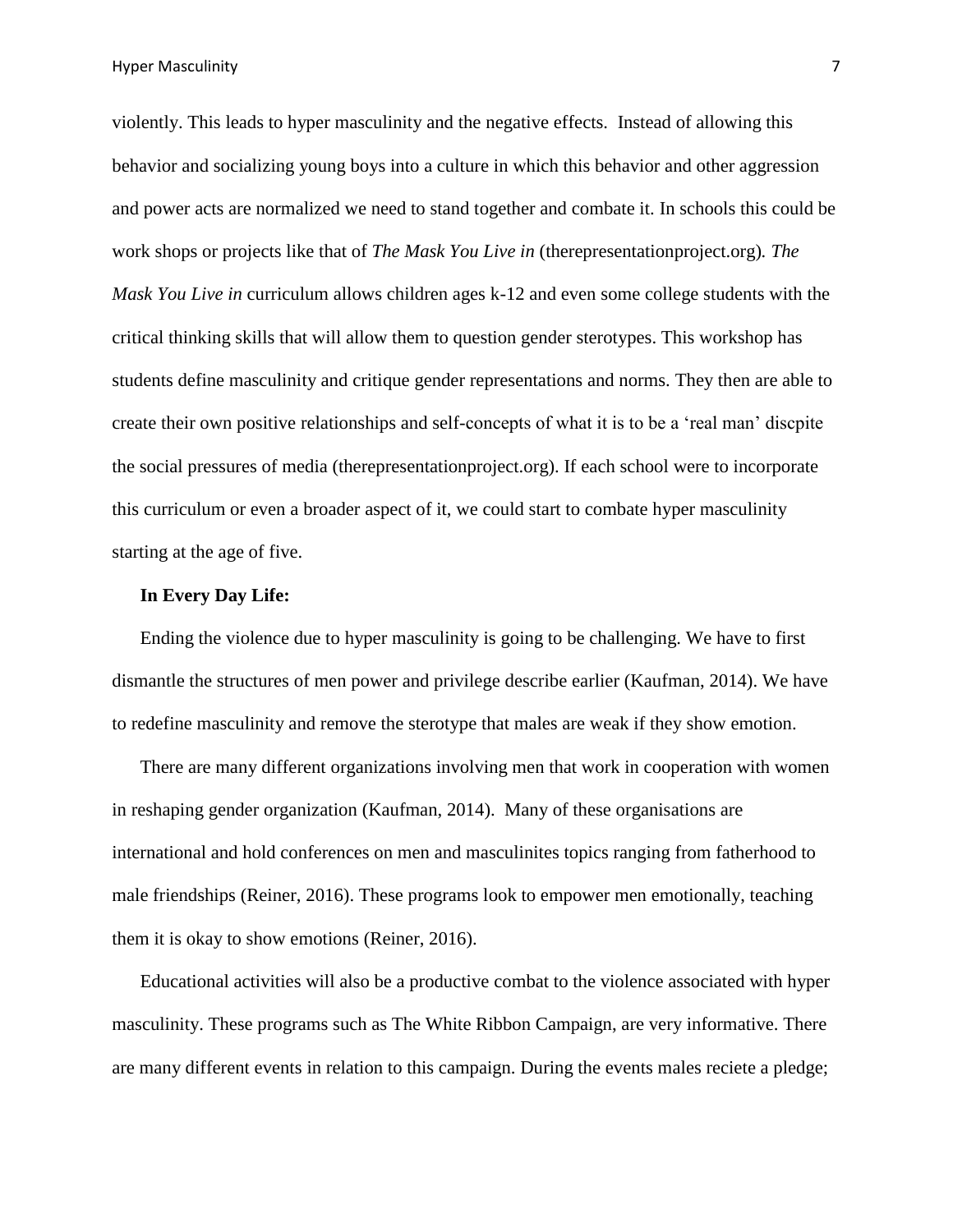violently. This leads to hyper masculinity and the negative effects. Instead of allowing this behavior and socializing young boys into a culture in which this behavior and other aggression and power acts are normalized we need to stand together and combate it. In schools this could be work shops or projects like that of *The Mask You Live in* (therepresentationproject.org). *The Mask You Live in* curriculum allows children ages k-12 and even some college students with the critical thinking skills that will allow them to question gender sterotypes. This workshop has students define masculinity and critique gender representations and norms. They then are able to create their own positive relationships and self-concepts of what it is to be a 'real man' discpite the social pressures of media (therepresentationproject.org). If each school were to incorporate this curriculum or even a broader aspect of it, we could start to combate hyper masculinity starting at the age of five.

**In Every Day Life:**

Ending the violence due to hyper masculinity is going to be challenging. We have to first dismantle the structures of men power and privilege describe earlier (Kaufman, 2014). We have to redefine masculinity and remove the sterotype that males are weak if they show emotion.

There are many different organizations involving men that work in cooperation with women in reshaping gender organization (Kaufman, 2014). Many of these organisations are international and hold conferences on men and masculinites topics ranging from fatherhood to male friendships (Reiner, 2016). These programs look to empower men emotionally, teaching them it is okay to show emotions (Reiner, 2016).

Educational activities will also be a productive combat to the violence associated with hyper masculinity. These programs such as The White Ribbon Campaign, are very informative. There are many different events in relation to this campaign. During the events males reciete a pledge;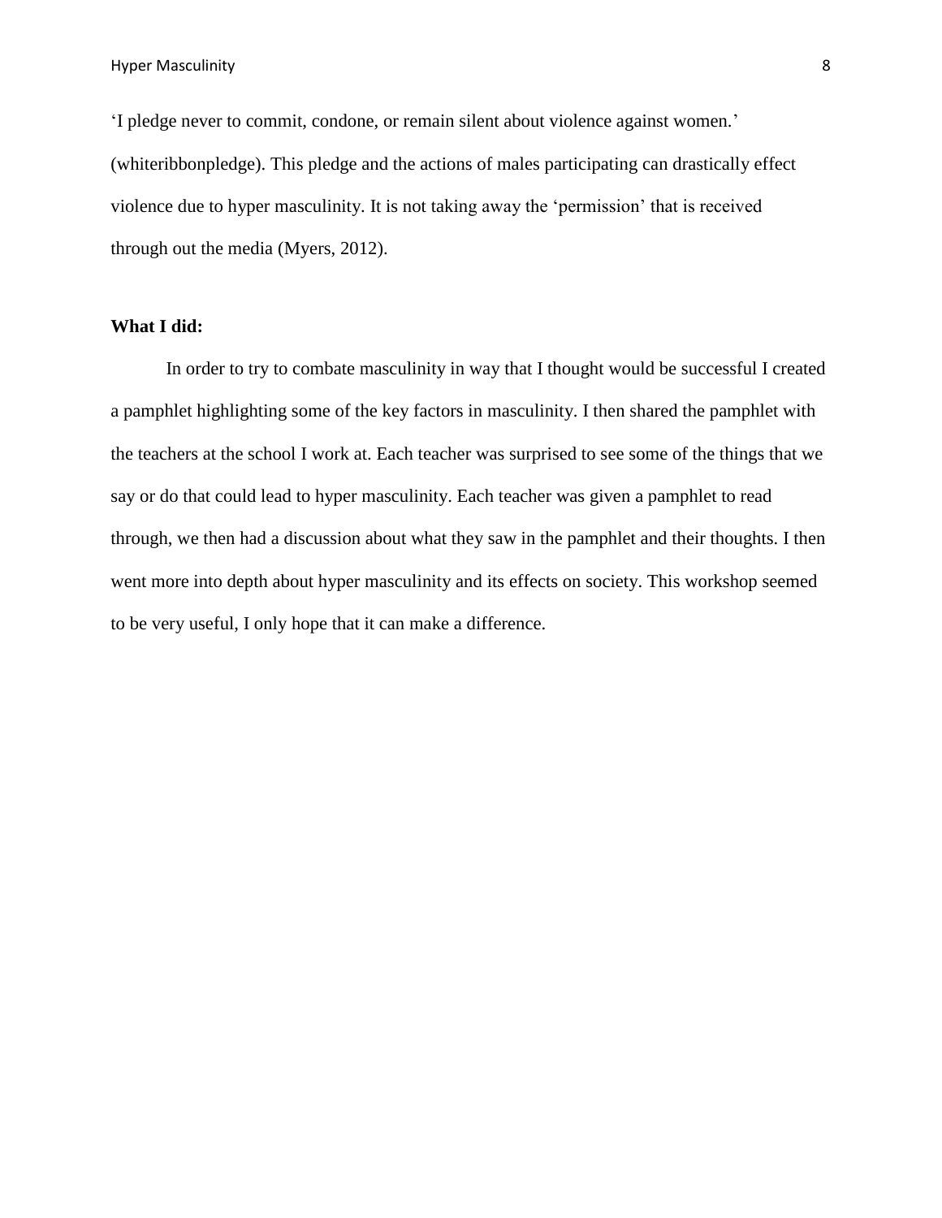'I pledge never to commit, condone, or remain silent about violence against women.' (whiteribbonpledge). This pledge and the actions of males participating can drastically effect violence due to hyper masculinity. It is not taking away the 'permission' that is received through out the media (Myers, 2012).

**What I did:**

In order to try to combate masculinity in way that I thought would be successful I created a pamphlet highlighting some of the key factors in masculinity. I then shared the pamphlet with the teachers at the school I work at. Each teacher was surprised to see some of the things that we say or do that could lead to hyper masculinity. Each teacher was given a pamphlet to read through, we then had a discussion about what they saw in the pamphlet and their thoughts. I then went more into depth about hyper masculinity and its effects on society. This workshop seemed to be very useful, I only hope that it can make a difference.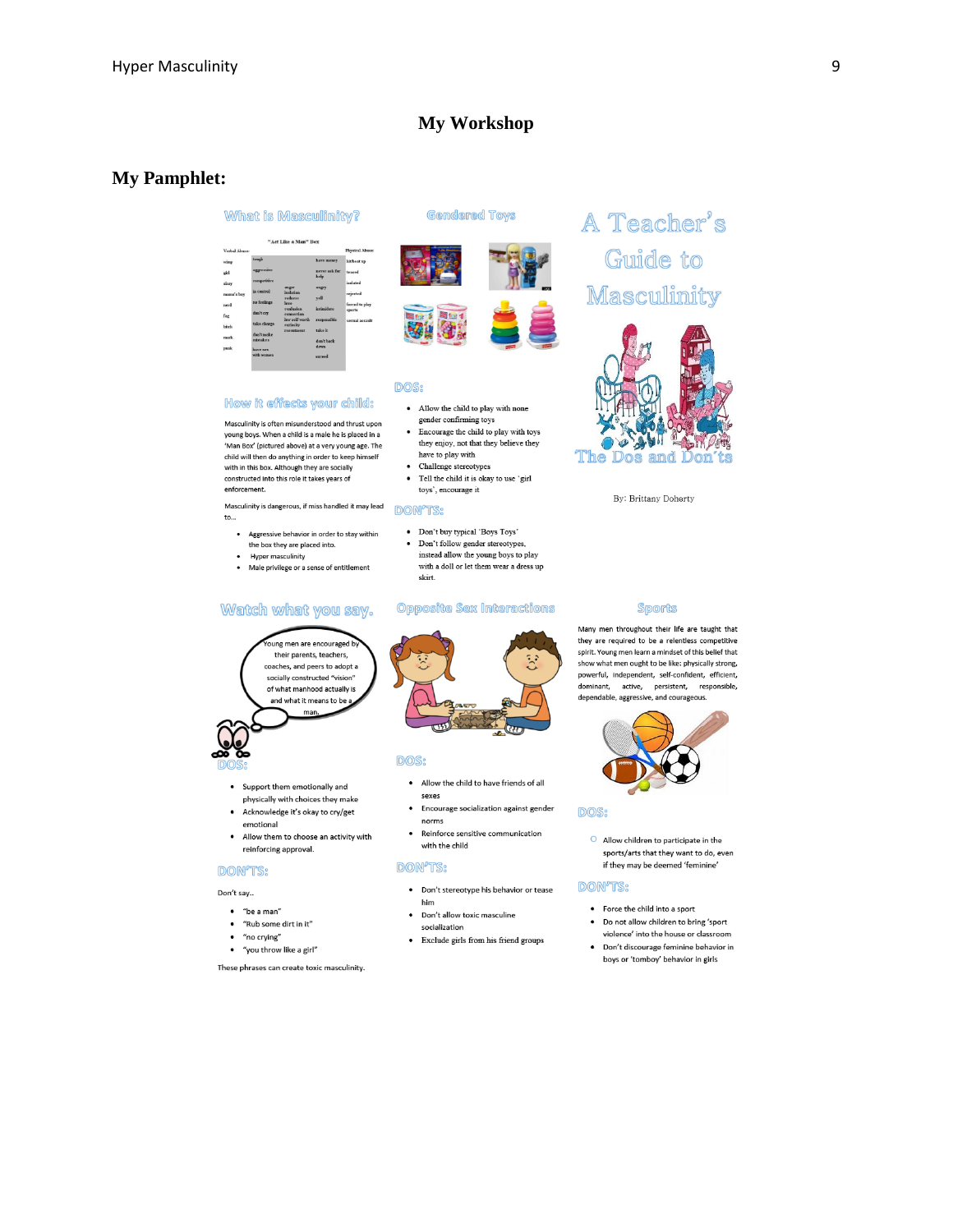# My Workshop

## My Pamphlet:

### What is Masculinity?

"Act Like a Man" Box

| Verbal Abuse: | | | Physical Abuse: |
|---|---|---|---|
| wimp | tough | have money | kicked up |
| girl | aggressive | never ask for help | teased |
| sissy | competitive | angry | isolated |
| mama's boy | in control | anger / isolation / sadness / love / confusion / connection / low self worth / curiosity / resentment | rejected |
| nerd | no feelings | yell | forced to play sports |
| fag | don't cry | intimidate | sexual assault |
| bitch | take charge | responsible | |
| mark | don't make mistakes | take it | |
| punk | have sex with women | don't back down | |
| | | succeed | |

### How it effects your child:

Masculinity is often misunderstood and thrust upon young boys. When a child is a male he is placed in a 'Man Box' (pictured above) at a very young age. The child will then do anything in order to keep himself with in this box. Although they are socially constructed into this role it takes years of enforcement.

Masculinity is dangerous, if miss handled it may lead to…

- Aggressive behavior in order to stay within the box they are placed into.
- Hyper masculinity
- Male privilege or a sense of entitlement

### Gendered Toys

### DOS:

- Allow the child to play with none gender confirming toys
- Encourage the child to play with toys they enjoy, not that they believe they have to play with
- Challenge stereotypes
- Tell the child it is okay to use `girl toys`, encourage it

### DON'TS:

- Don't buy typical 'Boys Toys'
- Don't follow gender stereotypes, instead allow the young boys to play with a doll or let them wear a dress up skirt.

# A Teacher's Guide to Masculinity

## The Dos and Don'ts

By: Brittany Doherty

### Watch what you say.

Young men are encouraged by their parents, teachers, coaches, and peers to adopt a socially constructed "vision" of what manhood actually is and what it means to be a man.

### DOS:

- Support them emotionally and physically with choices they make
- Acknowledge it's okay to cry/get emotional
- Allow them to choose an activity with reinforcing approval.

### DON'TS:

Don't say..

- "be a man"
- "Rub some dirt in it"
- "no crying"
- "you throw like a girl"

These phrases can create toxic masculinity.

### Opposite Sex Interactions

### DOS:

- Allow the child to have friends of all sexes
- Encourage socialization against gender norms
- Reinforce sensitive communication with the child

### DON'TS:

- Don't stereotype his behavior or tease him
- Don't allow toxic masculine socialization
- Exclude girls from his friend groups

### Sports

Many men throughout their life are taught that they are required to be a relentless competitive spirit. Young men learn a mindset of this belief that show what men ought to be like: physically strong, powerful, independent, self-confident, efficient, dominant, active, persistent, responsible, dependable, aggressive, and courageous.

### DOS:

- Allow children to participate in the sports/arts that they want to do, even if they may be deemed 'feminine'

### DON'TS:

- Force the child into a sport
- Do not allow children to bring 'sport violence' into the house or classroom
- Don't discourage feminine behavior in boys or 'tomboy' behavior in girls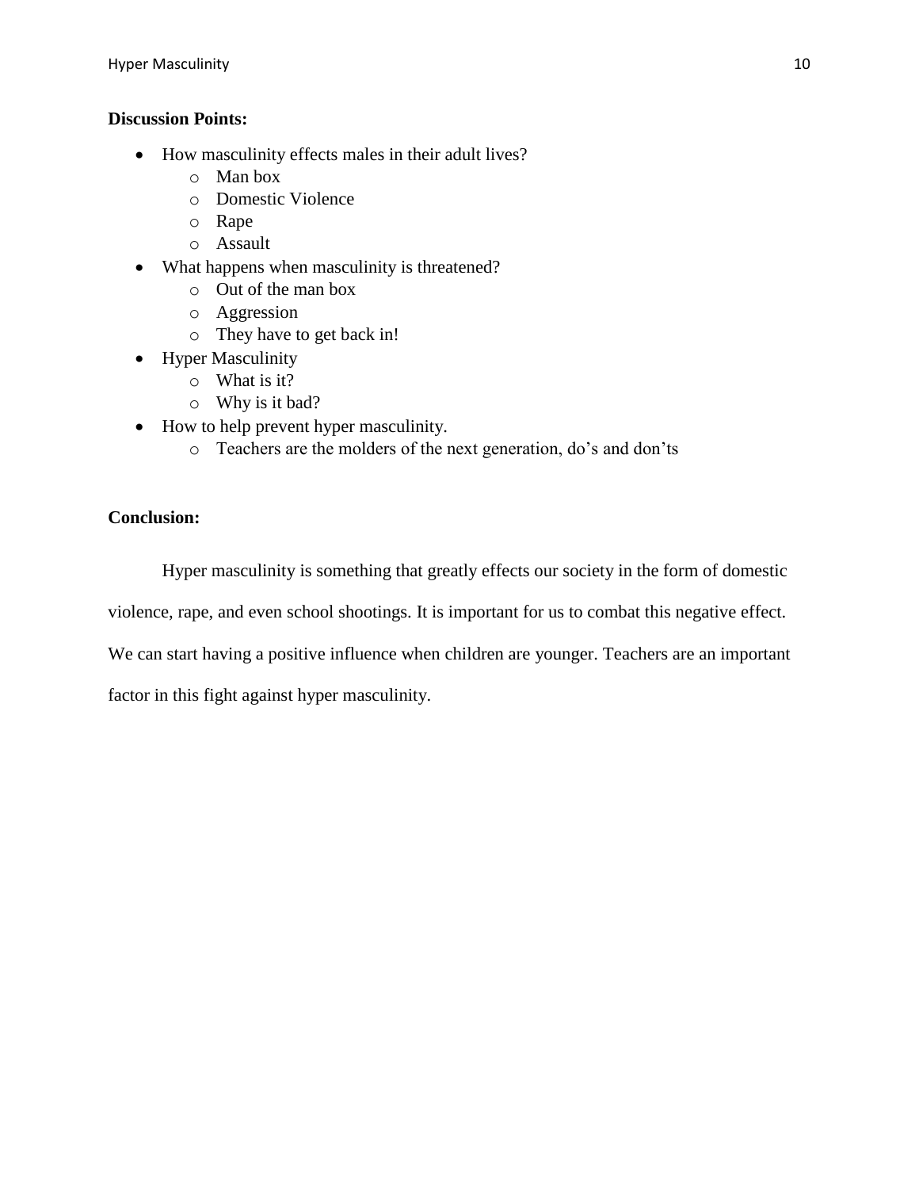**Discussion Points:**

- How masculinity effects males in their adult lives?
    - Man box
    - Domestic Violence
    - Rape
    - Assault
- What happens when masculinity is threatened?
    - Out of the man box
    - Aggression
    - They have to get back in!
- Hyper Masculinity
    - What is it?
    - Why is it bad?
- How to help prevent hyper masculinity.
    - Teachers are the molders of the next generation, do's and don'ts

**Conclusion:**

Hyper masculinity is something that greatly effects our society in the form of domestic violence, rape, and even school shootings. It is important for us to combat this negative effect. We can start having a positive influence when children are younger. Teachers are an important factor in this fight against hyper masculinity.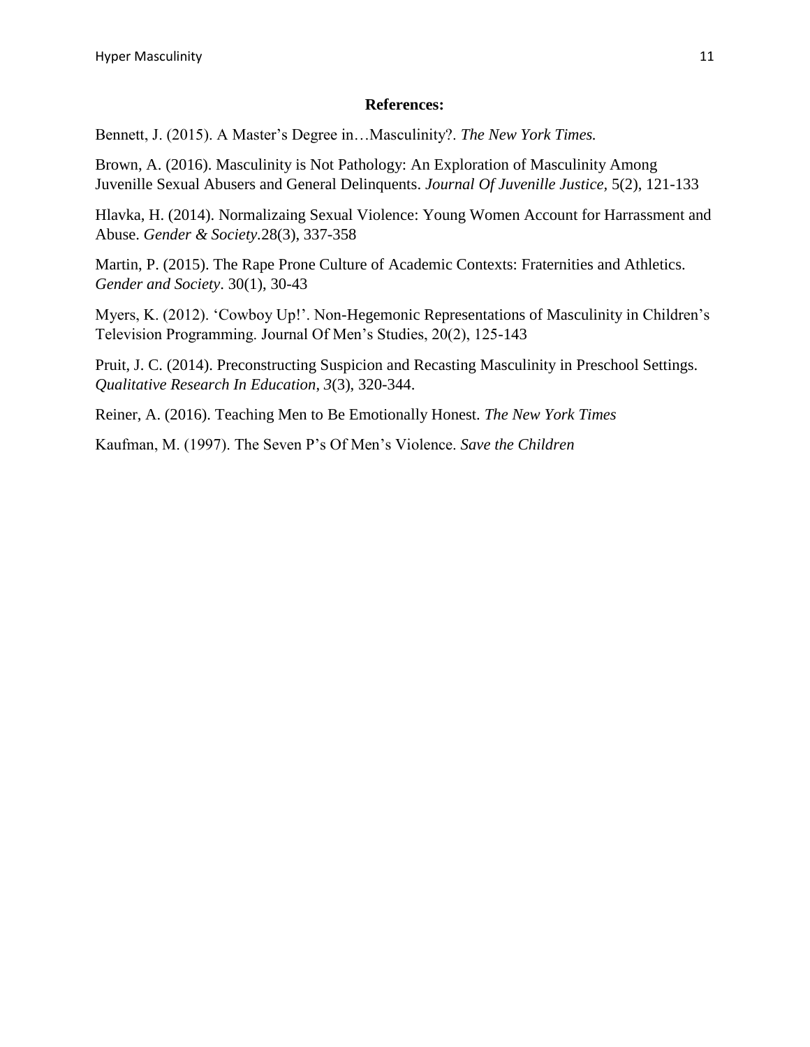**References:**

Bennett, J. (2015). A Master's Degree in…Masculinity?. *The New York Times.*

Brown, A. (2016). Masculinity is Not Pathology: An Exploration of Masculinity Among Juvenille Sexual Abusers and General Delinquents. *Journal Of Juvenille Justice,* 5(2), 121-133

Hlavka, H. (2014). Normalizaing Sexual Violence: Young Women Account for Harrassment and Abuse. *Gender & Society*.28(3), 337-358

Martin, P. (2015). The Rape Prone Culture of Academic Contexts: Fraternities and Athletics. *Gender and Society*. 30(1), 30-43

Myers, K. (2012). 'Cowboy Up!'. Non-Hegemonic Representations of Masculinity in Children's Television Programming. Journal Of Men's Studies, 20(2), 125-143

Pruit, J. C. (2014). Preconstructing Suspicion and Recasting Masculinity in Preschool Settings. *Qualitative Research In Education*, *3*(3), 320-344.

Reiner, A. (2016). Teaching Men to Be Emotionally Honest. *The New York Times*

Kaufman, M. (1997). The Seven P's Of Men's Violence. *Save the Children*